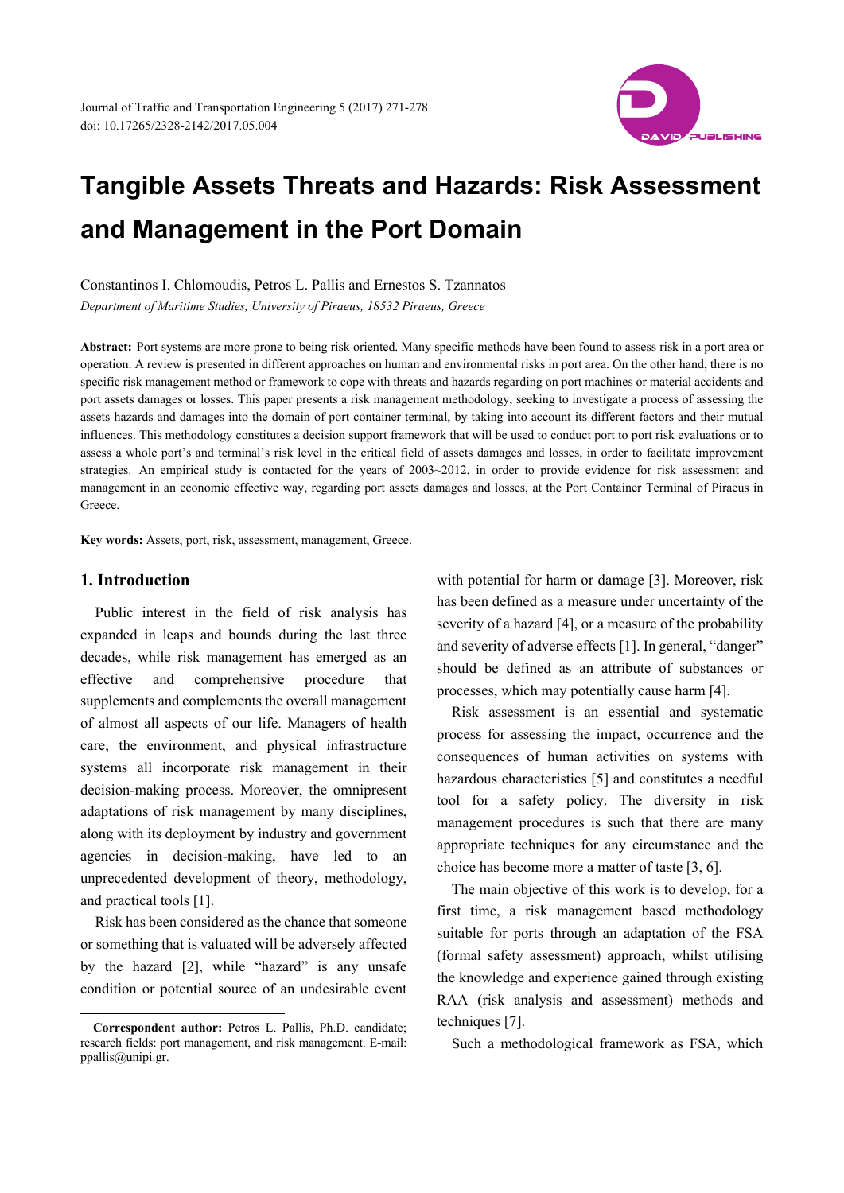# Tangible Assets Threats and Hazards: Risk Assessment and Management in the Port Domain

Constantinos I. Chlomoudis, Petros L. Pallis and Ernestos S. Tzannatos

*Department of Maritime Studies, University of Piraeus, 18532 Piraeus, Greece*

**Abstract:** Port systems are more prone to being risk oriented. Many specific methods have been found to assess risk in a port area or operation. A review is presented in different approaches on human and environmental risks in port area. On the other hand, there is no specific risk management method or framework to cope with threats and hazards regarding on port machines or material accidents and port assets damages or losses. This paper presents a risk management methodology, seeking to investigate a process of assessing the assets hazards and damages into the domain of port container terminal, by taking into account its different factors and their mutual influences. This methodology constitutes a decision support framework that will be used to conduct port to port risk evaluations or to assess a whole port's and terminal's risk level in the critical field of assets damages and losses, in order to facilitate improvement strategies. An empirical study is contacted for the years of 2003~2012, in order to provide evidence for risk assessment and management in an economic effective way, regarding port assets damages and losses, at the Port Container Terminal of Piraeus in Greece.

**Key words:** Assets, port, risk, assessment, management, Greece.

## 1. Introduction

Public interest in the field of risk analysis has expanded in leaps and bounds during the last three decades, while risk management has emerged as an effective and comprehensive procedure that supplements and complements the overall management of almost all aspects of our life. Managers of health care, the environment, and physical infrastructure systems all incorporate risk management in their decision-making process. Moreover, the omnipresent adaptations of risk management by many disciplines, along with its deployment by industry and government agencies in decision-making, have led to an unprecedented development of theory, methodology, and practical tools [1].

Risk has been considered as the chance that someone or something that is valuated will be adversely affected by the hazard [2], while "hazard" is any unsafe condition or potential source of an undesirable event with potential for harm or damage [3]. Moreover, risk has been defined as a measure under uncertainty of the severity of a hazard [4], or a measure of the probability and severity of adverse effects [1]. In general, "danger" should be defined as an attribute of substances or processes, which may potentially cause harm [4].

Risk assessment is an essential and systematic process for assessing the impact, occurrence and the consequences of human activities on systems with hazardous characteristics [5] and constitutes a needful tool for a safety policy. The diversity in risk management procedures is such that there are many appropriate techniques for any circumstance and the choice has become more a matter of taste [3, 6].

The main objective of this work is to develop, for a first time, a risk management based methodology suitable for ports through an adaptation of the FSA (formal safety assessment) approach, whilst utilising the knowledge and experience gained through existing RAA (risk analysis and assessment) methods and techniques [7].

Such a methodological framework as FSA, which

**Correspondent author:** Petros L. Pallis, Ph.D. candidate; research fields: port management, and risk management. E-mail: ppallis@unipi.gr.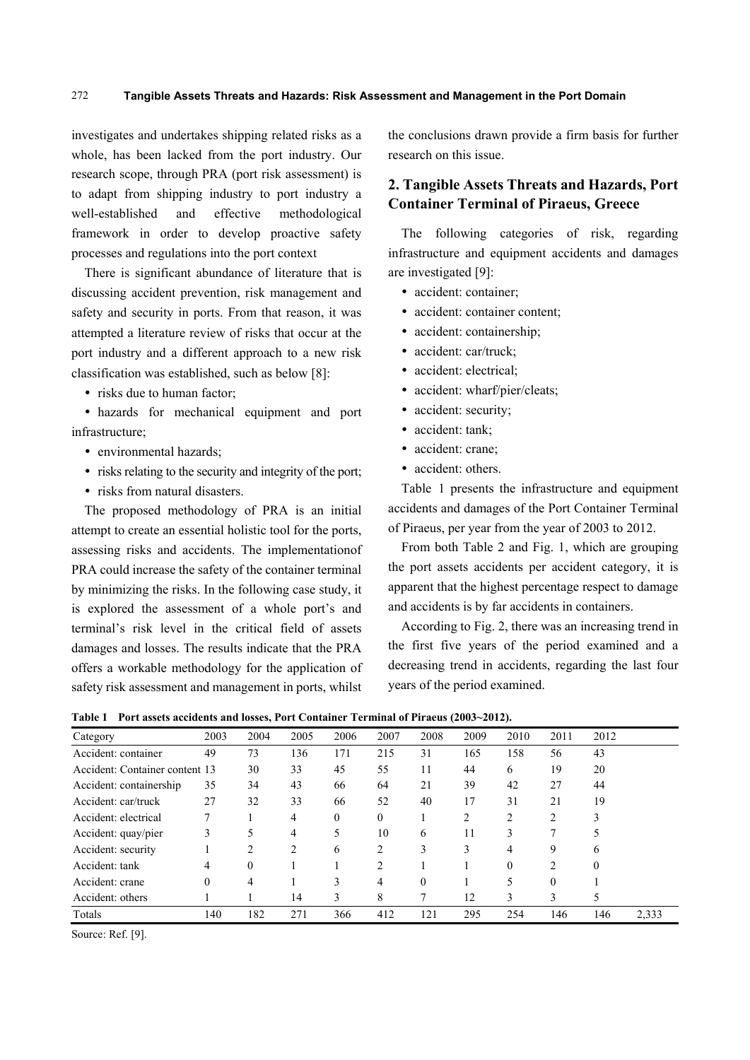investigates and undertakes shipping related risks as a whole, has been lacked from the port industry. Our research scope, through PRA (port risk assessment) is to adapt from shipping industry to port industry a well-established and effective methodological framework in order to develop proactive safety processes and regulations into the port context

There is significant abundance of literature that is discussing accident prevention, risk management and safety and security in ports. From that reason, it was attempted a literature review of risks that occur at the port industry and a different approach to a new risk classification was established, such as below [8]:

- risks due to human factor;
- hazards for mechanical equipment and port infrastructure;
- environmental hazards;
- risks relating to the security and integrity of the port;
- risks from natural disasters.

The proposed methodology of PRA is an initial attempt to create an essential holistic tool for the ports, assessing risks and accidents. The implementationof PRA could increase the safety of the container terminal by minimizing the risks. In the following case study, it is explored the assessment of a whole port's and terminal's risk level in the critical field of assets damages and losses. The results indicate that the PRA offers a workable methodology for the application of safety risk assessment and management in ports, whilst the conclusions drawn provide a firm basis for further research on this issue.

## 2. Tangible Assets Threats and Hazards, Port Container Terminal of Piraeus, Greece

The following categories of risk, regarding infrastructure and equipment accidents and damages are investigated [9]:

- accident: container;
- accident: container content;
- accident: containership;
- accident: car/truck;
- accident: electrical;
- accident: wharf/pier/cleats;
- accident: security;
- accident: tank;
- accident: crane;
- accident: others.

Table 1 presents the infrastructure and equipment accidents and damages of the Port Container Terminal of Piraeus, per year from the year of 2003 to 2012.

From both Table 2 and Fig. 1, which are grouping the port assets accidents per accident category, it is apparent that the highest percentage respect to damage and accidents is by far accidents in containers.

According to Fig. 2, there was an increasing trend in the first five years of the period examined and a decreasing trend in accidents, regarding the last four years of the period examined.

**Table 1 Port assets accidents and losses, Port Container Terminal of Piraeus (2003~2012).**

| Category | 2003 | 2004 | 2005 | 2006 | 2007 | 2008 | 2009 | 2010 | 2011 | 2012 | |
|---|---|---|---|---|---|---|---|---|---|---|---|
| Accident: container | 49 | 73 | 136 | 171 | 215 | 31 | 165 | 158 | 56 | 43 | |
| Accident: Container content | 13 | 30 | 33 | 45 | 55 | 11 | 44 | 6 | 19 | 20 | |
| Accident: containership | 35 | 34 | 43 | 66 | 64 | 21 | 39 | 42 | 27 | 44 | |
| Accident: car/truck | 27 | 32 | 33 | 66 | 52 | 40 | 17 | 31 | 21 | 19 | |
| Accident: electrical | 7 | 1 | 4 | 0 | 0 | 1 | 2 | 2 | 2 | 3 | |
| Accident: quay/pier | 3 | 5 | 4 | 5 | 10 | 6 | 11 | 3 | 7 | 5 | |
| Accident: security | 1 | 2 | 2 | 6 | 2 | 3 | 3 | 4 | 9 | 6 | |
| Accident: tank | 4 | 0 | 1 | 1 | 2 | 1 | 1 | 0 | 2 | 0 | |
| Accident: crane | 0 | 4 | 1 | 3 | 4 | 0 | 1 | 5 | 0 | 1 | |
| Accident: others | 1 | 1 | 14 | 3 | 8 | 7 | 12 | 3 | 3 | 5 | |
| Totals | 140 | 182 | 271 | 366 | 412 | 121 | 295 | 254 | 146 | 146 | 2,333 |

Source: Ref. [9].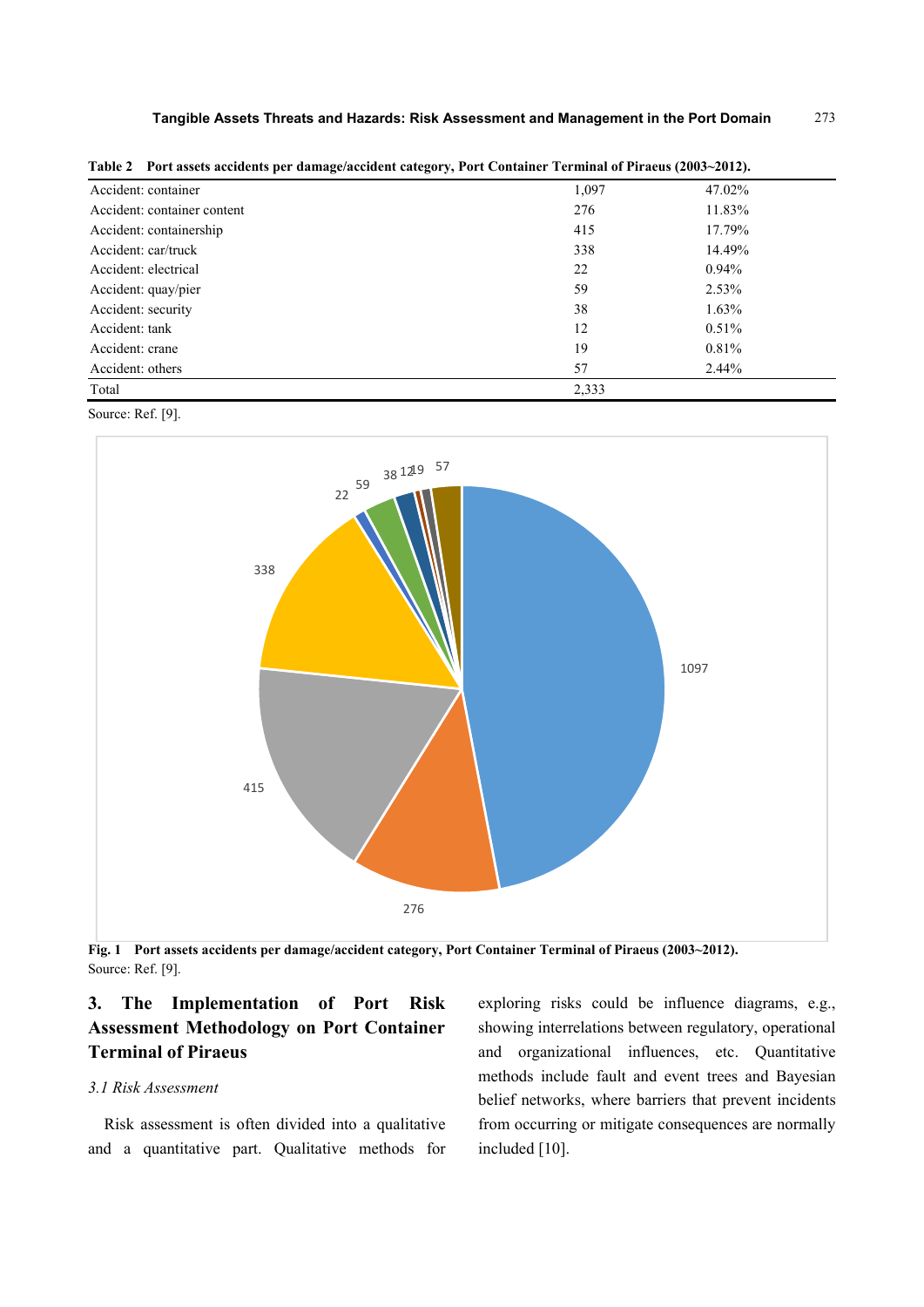**Table 2 Port assets accidents per damage/accident category, Port Container Terminal of Piraeus (2003~2012).**

| | | |
|---|---|---|
| Accident: container | 1,097 | 47.02% |
| Accident: container content | 276 | 11.83% |
| Accident: containership | 415 | 17.79% |
| Accident: car/truck | 338 | 14.49% |
| Accident: electrical | 22 | 0.94% |
| Accident: quay/pier | 59 | 2.53% |
| Accident: security | 38 | 1.63% |
| Accident: tank | 12 | 0.51% |
| Accident: crane | 19 | 0.81% |
| Accident: others | 57 | 2.44% |
| Total | 2,333 | |

Source: Ref. [9].

**Fig. 1 Port assets accidents per damage/accident category, Port Container Terminal of Piraeus (2003~2012).**
Source: Ref. [9].

## 3. The Implementation of Port Risk Assessment Methodology on Port Container Terminal of Piraeus

### *3.1 Risk Assessment*

Risk assessment is often divided into a qualitative and a quantitative part. Qualitative methods for exploring risks could be influence diagrams, e.g., showing interrelations between regulatory, operational and organizational influences, etc. Quantitative methods include fault and event trees and Bayesian belief networks, where barriers that prevent incidents from occurring or mitigate consequences are normally included [10].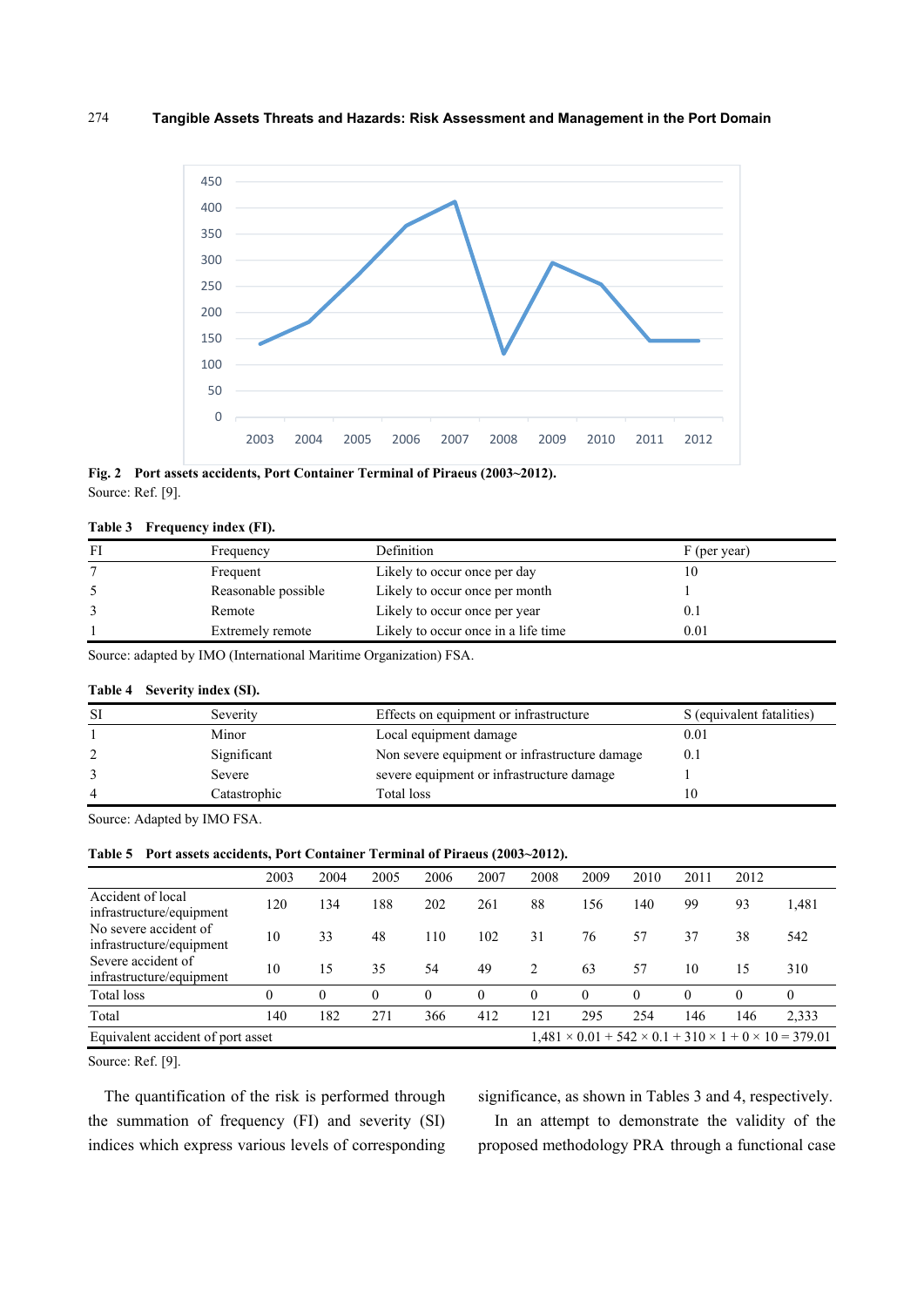Fig. 2 Port assets accidents, Port Container Terminal of Piraeus (2003~2012).

Source: Ref. [9].

**Table 3 Frequency index (FI).**

| FI | Frequency | Definition | F (per year) |
|---|---|---|---|
| 7 | Frequent | Likely to occur once per day | 10 |
| 5 | Reasonable possible | Likely to occur once per month | 1 |
| 3 | Remote | Likely to occur once per year | 0.1 |
| 1 | Extremely remote | Likely to occur once in a life time | 0.01 |

Source: adapted by IMO (International Maritime Organization) FSA.

**Table 4 Severity index (SI).**

| SI | Severity | Effects on equipment or infrastructure | S (equivalent fatalities) |
|---|---|---|---|
| 1 | Minor | Local equipment damage | 0.01 |
| 2 | Significant | Non severe equipment or infrastructure damage | 0.1 |
| 3 | Severe | severe equipment or infrastructure damage | 1 |
| 4 | Catastrophic | Total loss | 10 |

Source: Adapted by IMO FSA.

**Table 5 Port assets accidents, Port Container Terminal of Piraeus (2003~2012).**

| | 2003 | 2004 | 2005 | 2006 | 2007 | 2008 | 2009 | 2010 | 2011 | 2012 | |
|---|---|---|---|---|---|---|---|---|---|---|---|
| Accident of local infrastructure/equipment | 120 | 134 | 188 | 202 | 261 | 88 | 156 | 140 | 99 | 93 | 1,481 |
| No severe accident of infrastructure/equipment | 10 | 33 | 48 | 110 | 102 | 31 | 76 | 57 | 37 | 38 | 542 |
| Severe accident of infrastructure/equipment | 10 | 15 | 35 | 54 | 49 | 2 | 63 | 57 | 10 | 15 | 310 |
| Total loss | 0 | 0 | 0 | 0 | 0 | 0 | 0 | 0 | 0 | 0 | 0 |
| Total | 140 | 182 | 271 | 366 | 412 | 121 | 295 | 254 | 146 | 146 | 2,333 |
| Equivalent accident of port asset | | | | | | $1,481 \times 0.01 + 542 \times 0.1 + 310 \times 1 + 0 \times 10 = 379.01$ | | | | | |

Source: Ref. [9].

The quantification of the risk is performed through the summation of frequency (FI) and severity (SI) indices which express various levels of corresponding significance, as shown in Tables 3 and 4, respectively.

In an attempt to demonstrate the validity of the proposed methodology PRA through a functional case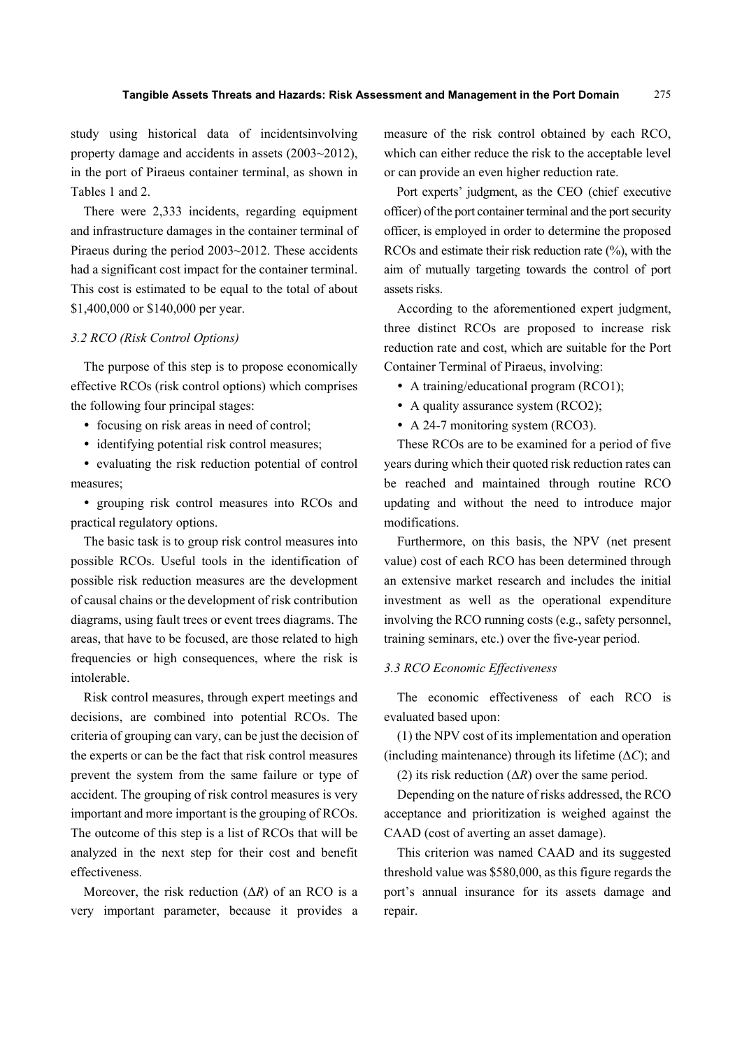study using historical data of incidentsinvolving property damage and accidents in assets (2003~2012), in the port of Piraeus container terminal, as shown in Tables 1 and 2.

There were 2,333 incidents, regarding equipment and infrastructure damages in the container terminal of Piraeus during the period 2003~2012. These accidents had a significant cost impact for the container terminal. This cost is estimated to be equal to the total of about \$1,400,000 or \$140,000 per year.

### *3.2 RCO (Risk Control Options)*

The purpose of this step is to propose economically effective RCOs (risk control options) which comprises the following four principal stages:

- focusing on risk areas in need of control;
- identifying potential risk control measures;
- evaluating the risk reduction potential of control measures;
- grouping risk control measures into RCOs and practical regulatory options.

The basic task is to group risk control measures into possible RCOs. Useful tools in the identification of possible risk reduction measures are the development of causal chains or the development of risk contribution diagrams, using fault trees or event trees diagrams. The areas, that have to be focused, are those related to high frequencies or high consequences, where the risk is intolerable.

Risk control measures, through expert meetings and decisions, are combined into potential RCOs. The criteria of grouping can vary, can be just the decision of the experts or can be the fact that risk control measures prevent the system from the same failure or type of accident. The grouping of risk control measures is very important and more important is the grouping of RCOs. The outcome of this step is a list of RCOs that will be analyzed in the next step for their cost and benefit effectiveness.

Moreover, the risk reduction ($\Delta R$) of an RCO is a very important parameter, because it provides a measure of the risk control obtained by each RCO, which can either reduce the risk to the acceptable level or can provide an even higher reduction rate.

Port experts' judgment, as the CEO (chief executive officer) of the port container terminal and the port security officer, is employed in order to determine the proposed RCOs and estimate their risk reduction rate (%), with the aim of mutually targeting towards the control of port assets risks.

According to the aforementioned expert judgment, three distinct RCOs are proposed to increase risk reduction rate and cost, which are suitable for the Port Container Terminal of Piraeus, involving:

- A training/educational program (RCO1);
- A quality assurance system (RCO2);
- A 24-7 monitoring system (RCO3).

These RCOs are to be examined for a period of five years during which their quoted risk reduction rates can be reached and maintained through routine RCO updating and without the need to introduce major modifications.

Furthermore, on this basis, the NPV (net present value) cost of each RCO has been determined through an extensive market research and includes the initial investment as well as the operational expenditure involving the RCO running costs (e.g., safety personnel, training seminars, etc.) over the five-year period.

### *3.3 RCO Economic Effectiveness*

The economic effectiveness of each RCO is evaluated based upon:

(1) the NPV cost of its implementation and operation (including maintenance) through its lifetime ($\Delta C$); and

(2) its risk reduction ($\Delta R$) over the same period.

Depending on the nature of risks addressed, the RCO acceptance and prioritization is weighed against the CAAD (cost of averting an asset damage).

This criterion was named CAAD and its suggested threshold value was \$580,000, as this figure regards the port's annual insurance for its assets damage and repair.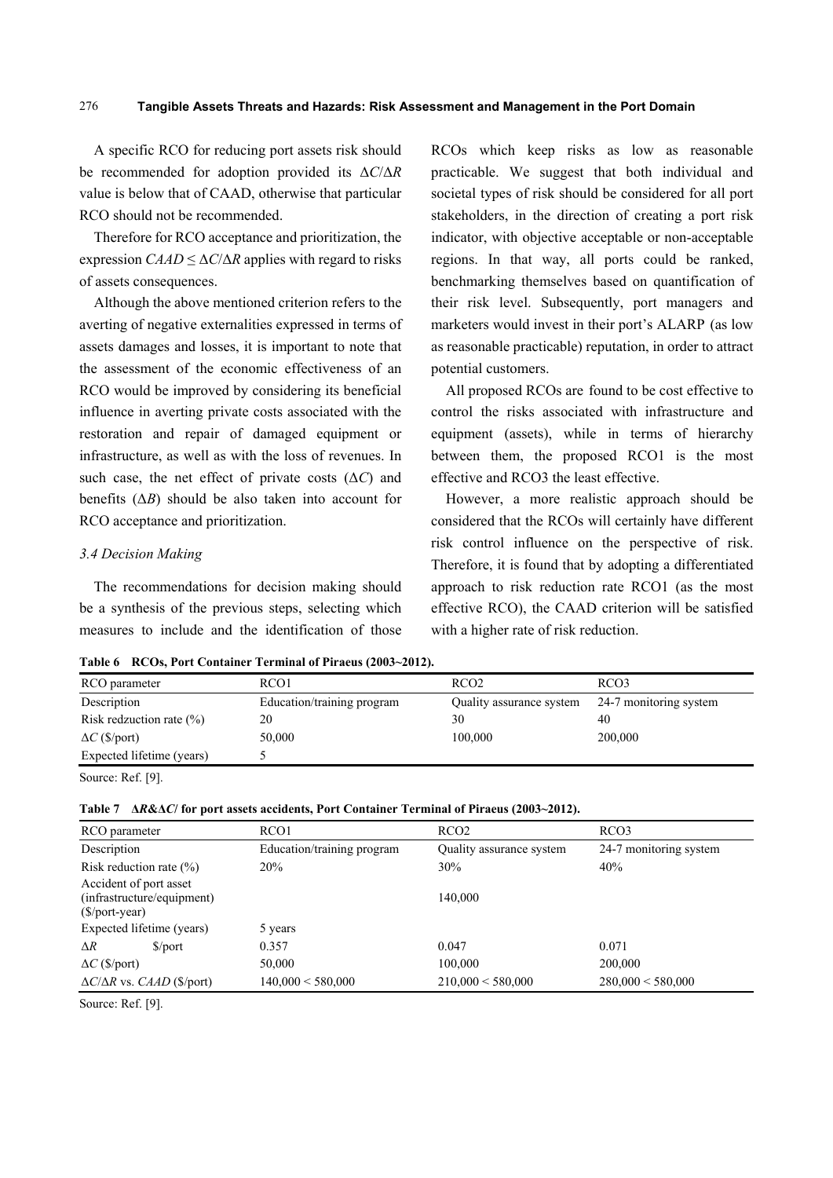A specific RCO for reducing port assets risk should be recommended for adoption provided its $\Delta C/\Delta R$ value is below that of CAAD, otherwise that particular RCO should not be recommended.

Therefore for RCO acceptance and prioritization, the expression $CAAD \leq \Delta C/\Delta R$ applies with regard to risks of assets consequences.

Although the above mentioned criterion refers to the averting of negative externalities expressed in terms of assets damages and losses, it is important to note that the assessment of the economic effectiveness of an RCO would be improved by considering its beneficial influence in averting private costs associated with the restoration and repair of damaged equipment or infrastructure, as well as with the loss of revenues. In such case, the net effect of private costs ($\Delta C$) and benefits ($\Delta B$) should be also taken into account for RCO acceptance and prioritization.

### *3.4 Decision Making*

The recommendations for decision making should be a synthesis of the previous steps, selecting which measures to include and the identification of those RCOs which keep risks as low as reasonable practicable. We suggest that both individual and societal types of risk should be considered for all port stakeholders, in the direction of creating a port risk indicator, with objective acceptable or non-acceptable regions. In that way, all ports could be ranked, benchmarking themselves based on quantification of their risk level. Subsequently, port managers and marketers would invest in their port's ALARP (as low as reasonable practicable) reputation, in order to attract potential customers.

All proposed RCOs are found to be cost effective to control the risks associated with infrastructure and equipment (assets), while in terms of hierarchy between them, the proposed RCO1 is the most effective and RCO3 the least effective.

However, a more realistic approach should be considered that the RCOs will certainly have different risk control influence on the perspective of risk. Therefore, it is found that by adopting a differentiated approach to risk reduction rate RCO1 (as the most effective RCO), the CAAD criterion will be satisfied with a higher rate of risk reduction.

**Table 6 RCOs, Port Container Terminal of Piraeus (2003~2012).**

| RCO parameter | RCO1 | RCO2 | RCO3 |
|---|---|---|---|
| Description | Education/training program | Quality assurance system | 24-7 monitoring system |
| Risk redzuction rate (%) | 20 | 30 | 40 |
| $\Delta C$ ($/port) | 50,000 | 100,000 | 200,000 |
| Expected lifetime (years) | 5 | | |

Source: Ref. [9].

**Table 7 $\Delta R$&$\Delta C$/ for port assets accidents, Port Container Terminal of Piraeus (2003~2012).**

| RCO parameter | RCO1 | RCO2 | RCO3 |
|---|---|---|---|
| Description | Education/training program | Quality assurance system | 24-7 monitoring system |
| Risk reduction rate (%) | 20% | 30% | 40% |
| Accident of port asset (infrastructure/equipment) ($/port-year) | | 140,000 | |
| Expected lifetime (years) | 5 years | | |
| $\Delta R$ $/port | 0.357 | 0.047 | 0.071 |
| $\Delta C$ ($/port) | 50,000 | 100,000 | 200,000 |
| $\Delta C/\Delta R$ vs. $CAAD$ ($/port) | 140,000 < 580,000 | 210,000 < 580,000 | 280,000 < 580,000 |

Source: Ref. [9].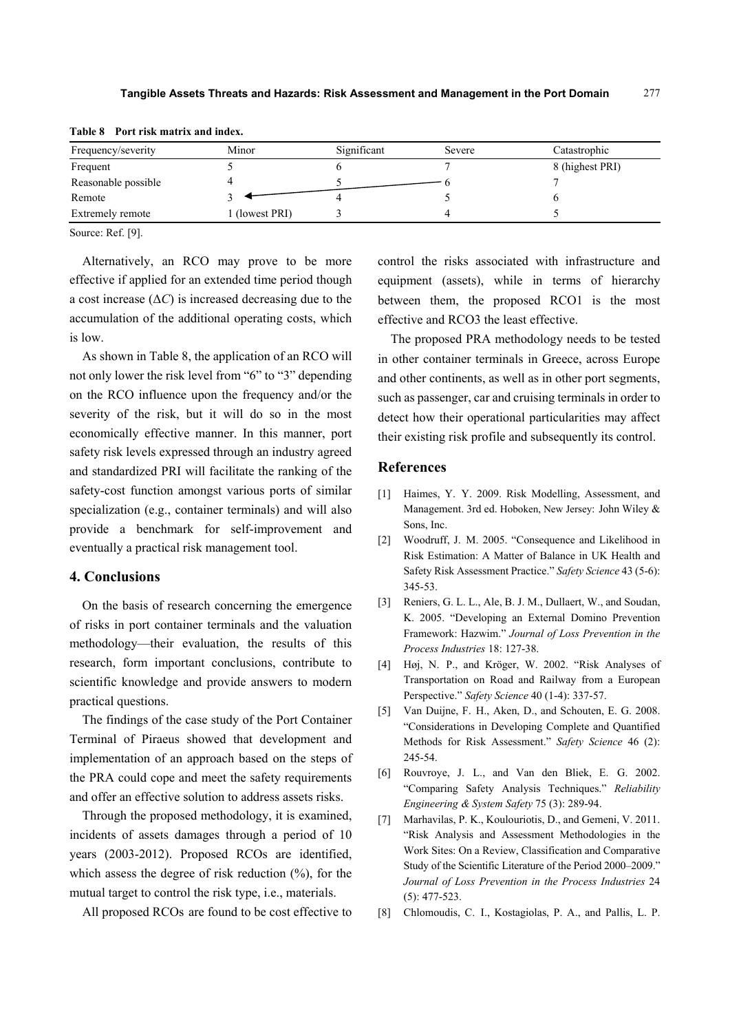**Table 8 Port risk matrix and index.**

| Frequency/severity | Minor | Significant | Severe | Catastrophic |
|---|---|---|---|---|
| Frequent | 5 | 6 | 7 | 8 (highest PRI) |
| Reasonable possible | 4 | 5 | 6 | 7 |
| Remote | 3 | 4 | 5 | 6 |
| Extremely remote | 1 (lowest PRI) | 3 | 4 | 5 |

Source: Ref. [9].

Alternatively, an RCO may prove to be more effective if applied for an extended time period though a cost increase ($\Delta C$) is increased decreasing due to the accumulation of the additional operating costs, which is low.

As shown in Table 8, the application of an RCO will not only lower the risk level from "6" to "3" depending on the RCO influence upon the frequency and/or the severity of the risk, but it will do so in the most economically effective manner. In this manner, port safety risk levels expressed through an industry agreed and standardized PRI will facilitate the ranking of the safety-cost function amongst various ports of similar specialization (e.g., container terminals) and will also provide a benchmark for self-improvement and eventually a practical risk management tool.

## 4. Conclusions

On the basis of research concerning the emergence of risks in port container terminals and the valuation methodology—their evaluation, the results of this research, form important conclusions, contribute to scientific knowledge and provide answers to modern practical questions.

The findings of the case study of the Port Container Terminal of Piraeus showed that development and implementation of an approach based on the steps of the PRA could cope and meet the safety requirements and offer an effective solution to address assets risks.

Through the proposed methodology, it is examined, incidents of assets damages through a period of 10 years (2003-2012). Proposed RCOs are identified, which assess the degree of risk reduction (%), for the mutual target to control the risk type, i.e., materials.

All proposed RCOs are found to be cost effective to control the risks associated with infrastructure and equipment (assets), while in terms of hierarchy between them, the proposed RCO1 is the most effective and RCO3 the least effective.

The proposed PRA methodology needs to be tested in other container terminals in Greece, across Europe and other continents, as well as in other port segments, such as passenger, car and cruising terminals in order to detect how their operational particularities may affect their existing risk profile and subsequently its control.

## References

[1] Haimes, Y. Y. 2009. Risk Modelling, Assessment, and Management. 3rd ed. Hoboken, New Jersey: John Wiley & Sons, Inc.

[2] Woodruff, J. M. 2005. "Consequence and Likelihood in Risk Estimation: A Matter of Balance in UK Health and Safety Risk Assessment Practice." *Safety Science* 43 (5-6): 345-53.

[3] Reniers, G. L. L., Ale, B. J. M., Dullaert, W., and Soudan, K. 2005. "Developing an External Domino Prevention Framework: Hazwim." *Journal of Loss Prevention in the Process Industries* 18: 127-38.

[4] Høj, N. P., and Kröger, W. 2002. "Risk Analyses of Transportation on Road and Railway from a European Perspective." *Safety Science* 40 (1-4): 337-57.

[5] Van Duijne, F. H., Aken, D., and Schouten, E. G. 2008. "Considerations in Developing Complete and Quantified Methods for Risk Assessment." *Safety Science* 46 (2): 245-54.

[6] Rouvroye, J. L., and Van den Bliek, E. G. 2002. "Comparing Safety Analysis Techniques." *Reliability Engineering & System Safety* 75 (3): 289-94.

[7] Marhavilas, P. K., Koulouriotis, D., and Gemeni, V. 2011. "Risk Analysis and Assessment Methodologies in the Work Sites: On a Review, Classification and Comparative Study of the Scientific Literature of the Period 2000–2009." *Journal of Loss Prevention in the Process Industries* 24 (5): 477-523.

[8] Chlomoudis, C. I., Kostagiolas, P. A., and Pallis, L. P.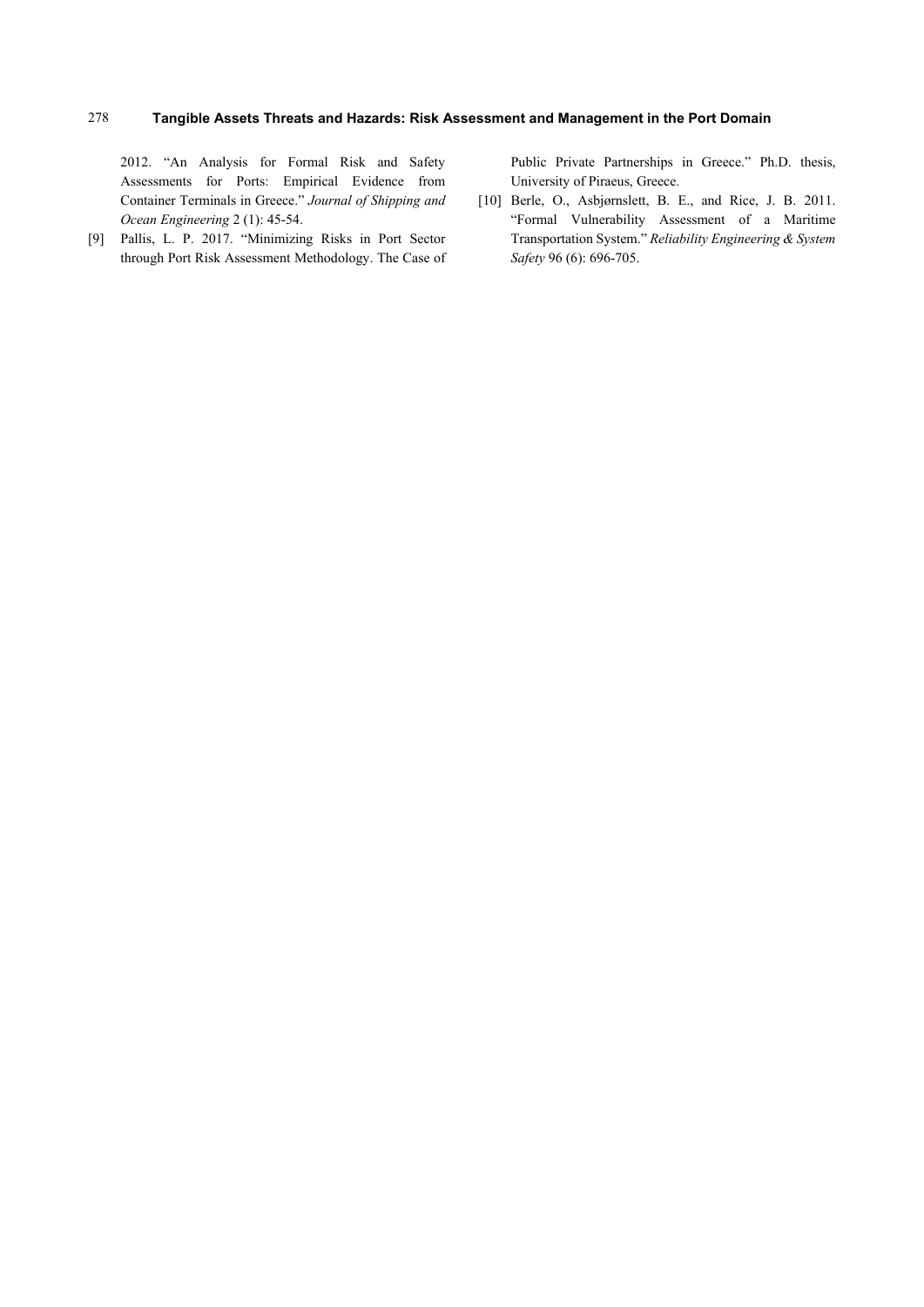2012. "An Analysis for Formal Risk and Safety Assessments for Ports: Empirical Evidence from Container Terminals in Greece." *Journal of Shipping and Ocean Engineering* 2 (1): 45-54.

[9] Pallis, L. P. 2017. "Minimizing Risks in Port Sector through Port Risk Assessment Methodology. The Case of Public Private Partnerships in Greece." Ph.D. thesis, University of Piraeus, Greece.

[10] Berle, O., Asbjørnslett, B. E., and Rice, J. B. 2011. "Formal Vulnerability Assessment of a Maritime Transportation System." *Reliability Engineering & System Safety* 96 (6): 696-705.